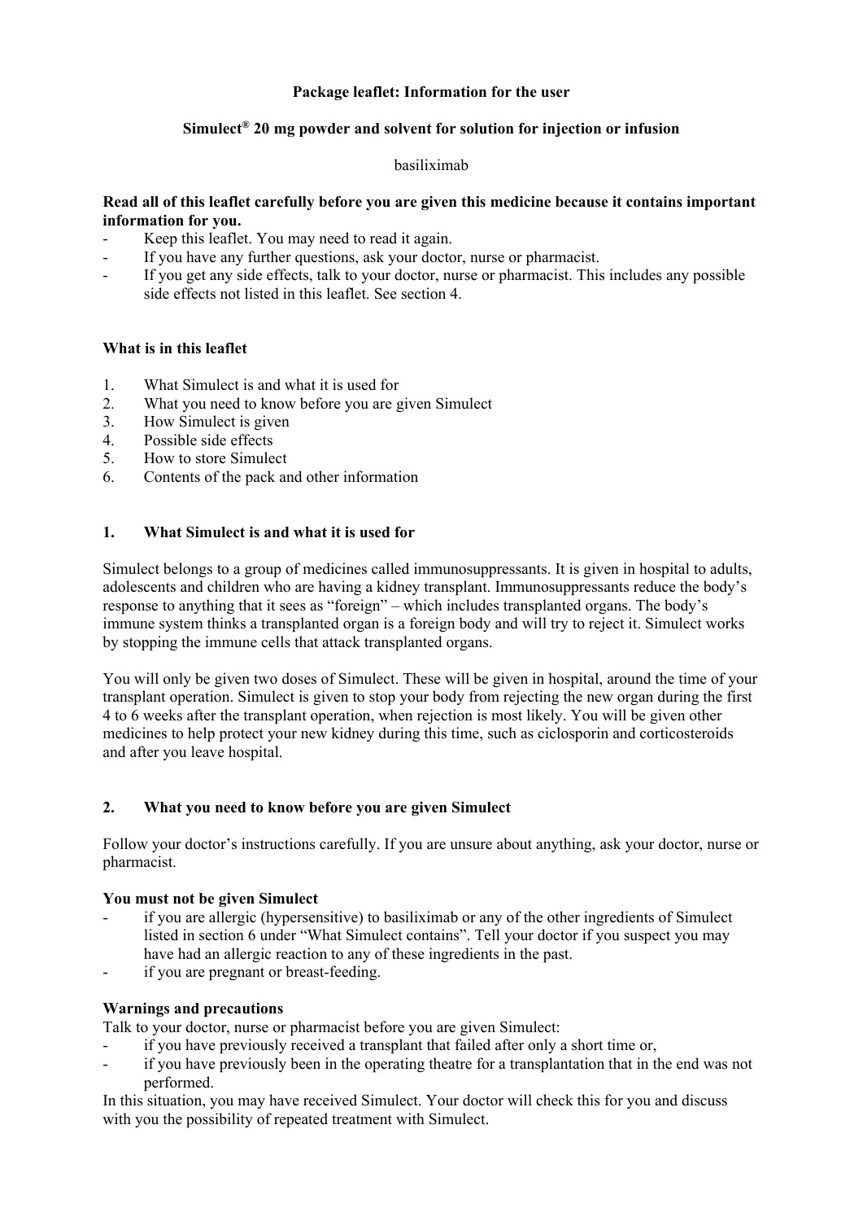**Package leaflet: Information for the user**

**Simulect® 20 mg powder and solvent for solution for injection or infusion**

basiliximab

**Read all of this leaflet carefully before you are given this medicine because it contains important information for you.**

- Keep this leaflet. You may need to read it again.
- If you have any further questions, ask your doctor, nurse or pharmacist.
- If you get any side effects, talk to your doctor, nurse or pharmacist. This includes any possible side effects not listed in this leaflet. See section 4.

**What is in this leaflet**

1. What Simulect is and what it is used for
2. What you need to know before you are given Simulect
3. How Simulect is given
4. Possible side effects
5. How to store Simulect
6. Contents of the pack and other information

## 1. What Simulect is and what it is used for

Simulect belongs to a group of medicines called immunosuppressants. It is given in hospital to adults, adolescents and children who are having a kidney transplant. Immunosuppressants reduce the body's response to anything that it sees as "foreign" – which includes transplanted organs. The body's immune system thinks a transplanted organ is a foreign body and will try to reject it. Simulect works by stopping the immune cells that attack transplanted organs.

You will only be given two doses of Simulect. These will be given in hospital, around the time of your transplant operation. Simulect is given to stop your body from rejecting the new organ during the first 4 to 6 weeks after the transplant operation, when rejection is most likely. You will be given other medicines to help protect your new kidney during this time, such as ciclosporin and corticosteroids and after you leave hospital.

## 2. What you need to know before you are given Simulect

Follow your doctor's instructions carefully. If you are unsure about anything, ask your doctor, nurse or pharmacist.

**You must not be given Simulect**

- if you are allergic (hypersensitive) to basiliximab or any of the other ingredients of Simulect listed in section 6 under "What Simulect contains". Tell your doctor if you suspect you may have had an allergic reaction to any of these ingredients in the past.
- if you are pregnant or breast-feeding.

**Warnings and precautions**

Talk to your doctor, nurse or pharmacist before you are given Simulect:

- if you have previously received a transplant that failed after only a short time or,
- if you have previously been in the operating theatre for a transplantation that in the end was not performed.

In this situation, you may have received Simulect. Your doctor will check this for you and discuss with you the possibility of repeated treatment with Simulect.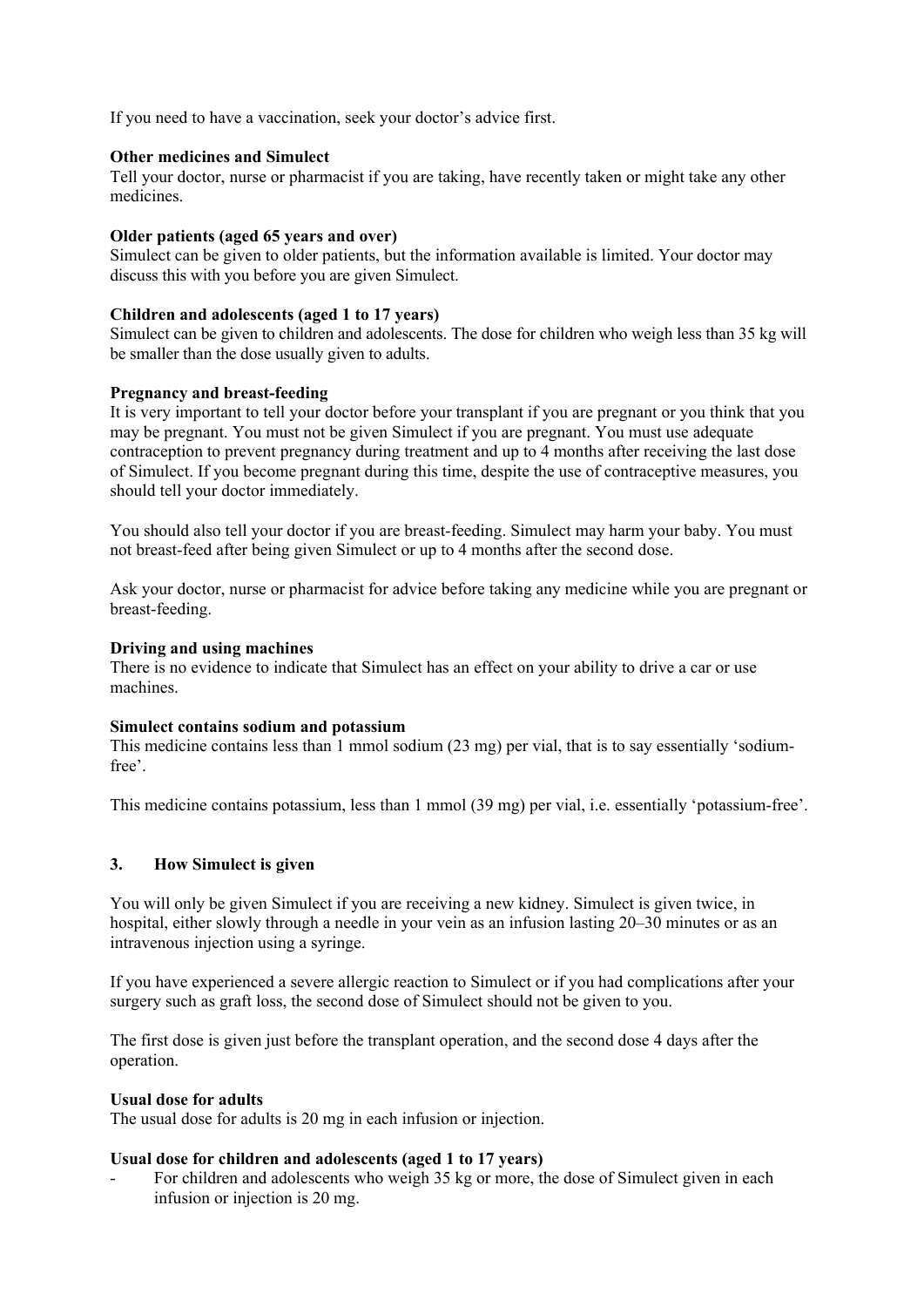If you need to have a vaccination, seek your doctor's advice first.

**Other medicines and Simulect**

Tell your doctor, nurse or pharmacist if you are taking, have recently taken or might take any other medicines.

**Older patients (aged 65 years and over)**

Simulect can be given to older patients, but the information available is limited. Your doctor may discuss this with you before you are given Simulect.

**Children and adolescents (aged 1 to 17 years)**

Simulect can be given to children and adolescents. The dose for children who weigh less than 35 kg will be smaller than the dose usually given to adults.

**Pregnancy and breast-feeding**

It is very important to tell your doctor before your transplant if you are pregnant or you think that you may be pregnant. You must not be given Simulect if you are pregnant. You must use adequate contraception to prevent pregnancy during treatment and up to 4 months after receiving the last dose of Simulect. If you become pregnant during this time, despite the use of contraceptive measures, you should tell your doctor immediately.

You should also tell your doctor if you are breast-feeding. Simulect may harm your baby. You must not breast-feed after being given Simulect or up to 4 months after the second dose.

Ask your doctor, nurse or pharmacist for advice before taking any medicine while you are pregnant or breast-feeding.

**Driving and using machines**

There is no evidence to indicate that Simulect has an effect on your ability to drive a car or use machines.

**Simulect contains sodium and potassium**

This medicine contains less than 1 mmol sodium (23 mg) per vial, that is to say essentially 'sodium-free'.

This medicine contains potassium, less than 1 mmol (39 mg) per vial, i.e. essentially 'potassium-free'.

## 3. How Simulect is given

You will only be given Simulect if you are receiving a new kidney. Simulect is given twice, in hospital, either slowly through a needle in your vein as an infusion lasting 20–30 minutes or as an intravenous injection using a syringe.

If you have experienced a severe allergic reaction to Simulect or if you had complications after your surgery such as graft loss, the second dose of Simulect should not be given to you.

The first dose is given just before the transplant operation, and the second dose 4 days after the operation.

**Usual dose for adults**

The usual dose for adults is 20 mg in each infusion or injection.

**Usual dose for children and adolescents (aged 1 to 17 years)**

- For children and adolescents who weigh 35 kg or more, the dose of Simulect given in each infusion or injection is 20 mg.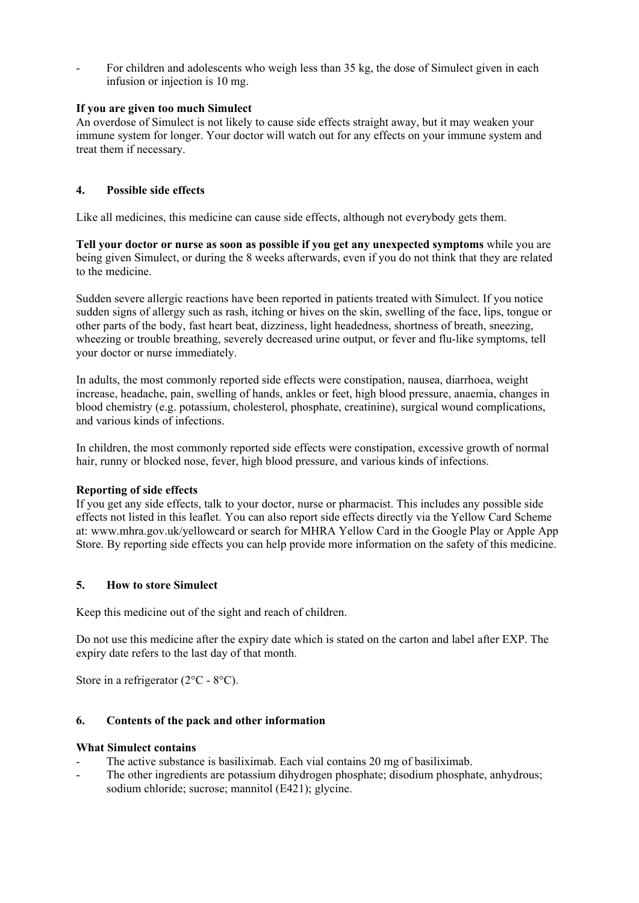- For children and adolescents who weigh less than 35 kg, the dose of Simulect given in each infusion or injection is 10 mg.

**If you are given too much Simulect**
An overdose of Simulect is not likely to cause side effects straight away, but it may weaken your immune system for longer. Your doctor will watch out for any effects on your immune system and treat them if necessary.

## 4. Possible side effects

Like all medicines, this medicine can cause side effects, although not everybody gets them.

**Tell your doctor or nurse as soon as possible if you get any unexpected symptoms** while you are being given Simulect, or during the 8 weeks afterwards, even if you do not think that they are related to the medicine.

Sudden severe allergic reactions have been reported in patients treated with Simulect. If you notice sudden signs of allergy such as rash, itching or hives on the skin, swelling of the face, lips, tongue or other parts of the body, fast heart beat, dizziness, light headedness, shortness of breath, sneezing, wheezing or trouble breathing, severely decreased urine output, or fever and flu-like symptoms, tell your doctor or nurse immediately.

In adults, the most commonly reported side effects were constipation, nausea, diarrhoea, weight increase, headache, pain, swelling of hands, ankles or feet, high blood pressure, anaemia, changes in blood chemistry (e.g. potassium, cholesterol, phosphate, creatinine), surgical wound complications, and various kinds of infections.

In children, the most commonly reported side effects were constipation, excessive growth of normal hair, runny or blocked nose, fever, high blood pressure, and various kinds of infections.

**Reporting of side effects**
If you get any side effects, talk to your doctor, nurse or pharmacist. This includes any possible side effects not listed in this leaflet. You can also report side effects directly via the Yellow Card Scheme at: www.mhra.gov.uk/yellowcard or search for MHRA Yellow Card in the Google Play or Apple App Store. By reporting side effects you can help provide more information on the safety of this medicine.

## 5. How to store Simulect

Keep this medicine out of the sight and reach of children.

Do not use this medicine after the expiry date which is stated on the carton and label after EXP. The expiry date refers to the last day of that month.

Store in a refrigerator (2°C - 8°C).

## 6. Contents of the pack and other information

**What Simulect contains**
- The active substance is basiliximab. Each vial contains 20 mg of basiliximab.
- The other ingredients are potassium dihydrogen phosphate; disodium phosphate, anhydrous; sodium chloride; sucrose; mannitol (E421); glycine.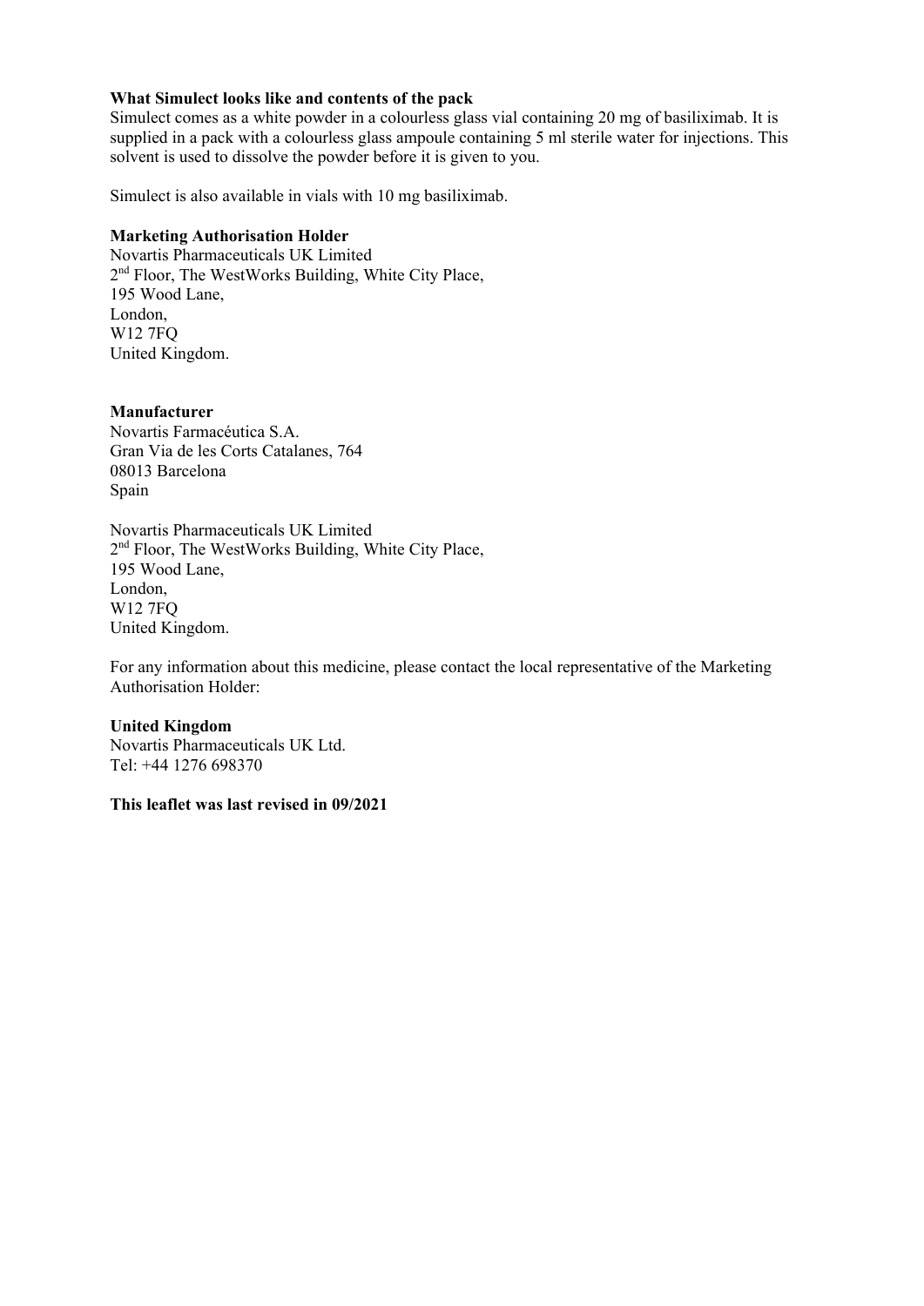**What Simulect looks like and contents of the pack**

Simulect comes as a white powder in a colourless glass vial containing 20 mg of basiliximab. It is supplied in a pack with a colourless glass ampoule containing 5 ml sterile water for injections. This solvent is used to dissolve the powder before it is given to you.

Simulect is also available in vials with 10 mg basiliximab.

**Marketing Authorisation Holder**

Novartis Pharmaceuticals UK Limited
2nd Floor, The WestWorks Building, White City Place,
195 Wood Lane,
London,
W12 7FQ
United Kingdom.

**Manufacturer**

Novartis Farmacéutica S.A.
Gran Via de les Corts Catalanes, 764
08013 Barcelona
Spain

Novartis Pharmaceuticals UK Limited
2nd Floor, The WestWorks Building, White City Place,
195 Wood Lane,
London,
W12 7FQ
United Kingdom.

For any information about this medicine, please contact the local representative of the Marketing Authorisation Holder:

**United Kingdom**
Novartis Pharmaceuticals UK Ltd.
Tel: +44 1276 698370

**This leaflet was last revised in 09/2021**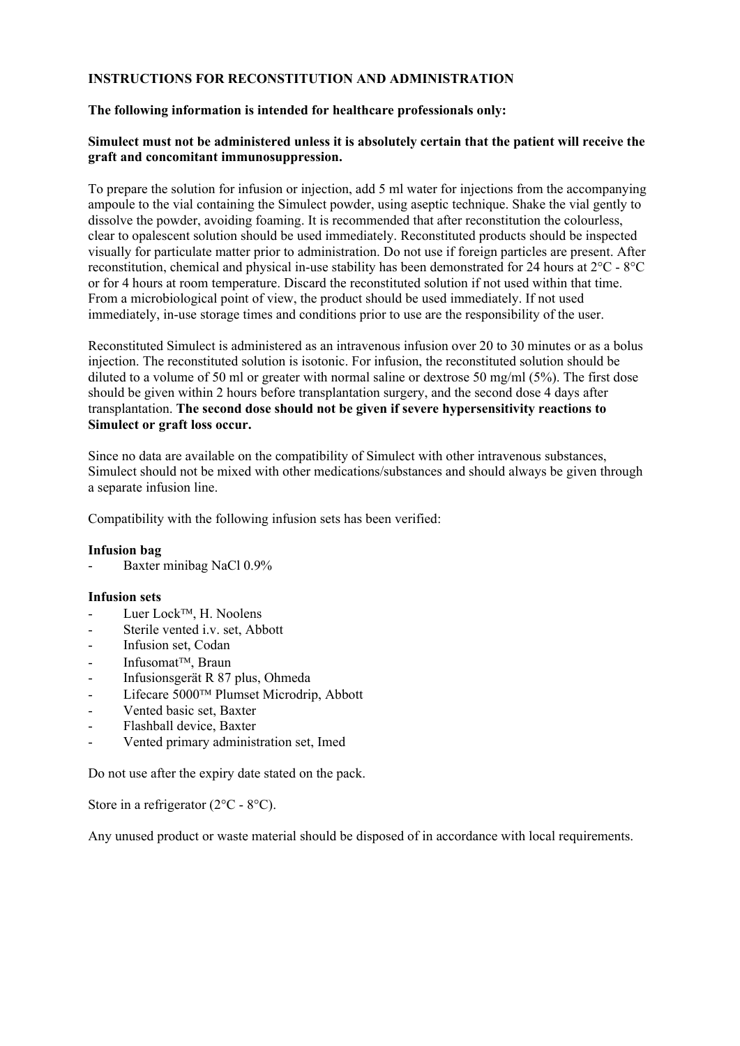**INSTRUCTIONS FOR RECONSTITUTION AND ADMINISTRATION**

**The following information is intended for healthcare professionals only:**

**Simulect must not be administered unless it is absolutely certain that the patient will receive the graft and concomitant immunosuppression.**

To prepare the solution for infusion or injection, add 5 ml water for injections from the accompanying ampoule to the vial containing the Simulect powder, using aseptic technique. Shake the vial gently to dissolve the powder, avoiding foaming. It is recommended that after reconstitution the colourless, clear to opalescent solution should be used immediately. Reconstituted products should be inspected visually for particulate matter prior to administration. Do not use if foreign particles are present. After reconstitution, chemical and physical in-use stability has been demonstrated for 24 hours at 2°C - 8°C or for 4 hours at room temperature. Discard the reconstituted solution if not used within that time. From a microbiological point of view, the product should be used immediately. If not used immediately, in-use storage times and conditions prior to use are the responsibility of the user.

Reconstituted Simulect is administered as an intravenous infusion over 20 to 30 minutes or as a bolus injection. The reconstituted solution is isotonic. For infusion, the reconstituted solution should be diluted to a volume of 50 ml or greater with normal saline or dextrose 50 mg/ml (5%). The first dose should be given within 2 hours before transplantation surgery, and the second dose 4 days after transplantation. **The second dose should not be given if severe hypersensitivity reactions to Simulect or graft loss occur.**

Since no data are available on the compatibility of Simulect with other intravenous substances, Simulect should not be mixed with other medications/substances and should always be given through a separate infusion line.

Compatibility with the following infusion sets has been verified:

**Infusion bag**

- Baxter minibag NaCl 0.9%

**Infusion sets**

- Luer Lock™, H. Noolens
- Sterile vented i.v. set, Abbott
- Infusion set, Codan
- Infusomat™, Braun
- Infusionsgerät R 87 plus, Ohmeda
- Lifecare 5000™ Plumset Microdrip, Abbott
- Vented basic set, Baxter
- Flashball device, Baxter
- Vented primary administration set, Imed

Do not use after the expiry date stated on the pack.

Store in a refrigerator (2°C - 8°C).

Any unused product or waste material should be disposed of in accordance with local requirements.